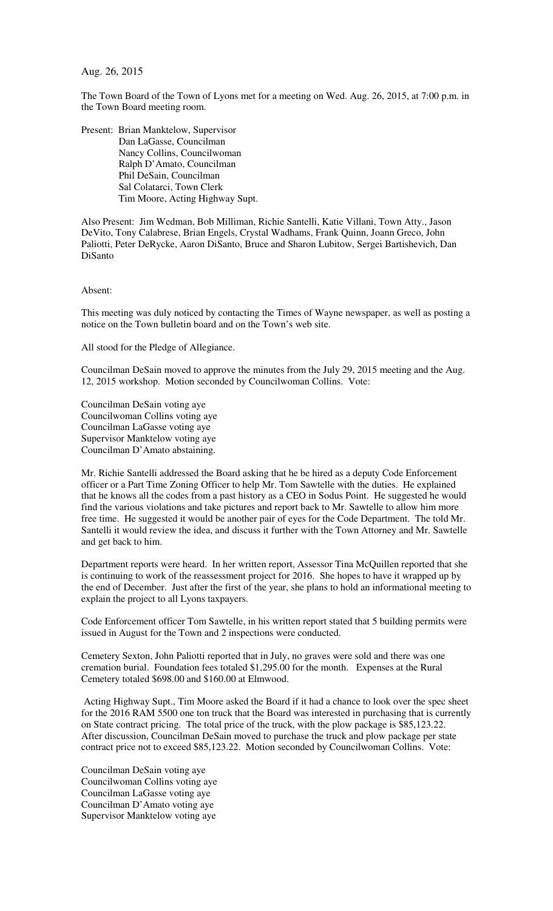Aug. 26, 2015

The Town Board of the Town of Lyons met for a meeting on Wed. Aug. 26, 2015, at 7:00 p.m. in the Town Board meeting room.

Present: Brian Manktelow, Supervisor
Dan LaGasse, Councilman
Nancy Collins, Councilwoman
Ralph D'Amato, Councilman
Phil DeSain, Councilman
Sal Colatarci, Town Clerk
Tim Moore, Acting Highway Supt.

Also Present: Jim Wedman, Bob Milliman, Richie Santelli, Katie Villani, Town Atty., Jason DeVito, Tony Calabrese, Brian Engels, Crystal Wadhams, Frank Quinn, Joann Greco, John Paliotti, Peter DeRycke, Aaron DiSanto, Bruce and Sharon Lubitow, Sergei Bartishevich, Dan DiSanto

Absent:

This meeting was duly noticed by contacting the Times of Wayne newspaper, as well as posting a notice on the Town bulletin board and on the Town's web site.

All stood for the Pledge of Allegiance.

Councilman DeSain moved to approve the minutes from the July 29, 2015 meeting and the Aug. 12, 2015 workshop. Motion seconded by Councilwoman Collins. Vote:

Councilman DeSain voting aye
Councilwoman Collins voting aye
Councilman LaGasse voting aye
Supervisor Manktelow voting aye
Councilman D'Amato abstaining.

Mr. Richie Santelli addressed the Board asking that he be hired as a deputy Code Enforcement officer or a Part Time Zoning Officer to help Mr. Tom Sawtelle with the duties. He explained that he knows all the codes from a past history as a CEO in Sodus Point. He suggested he would find the various violations and take pictures and report back to Mr. Sawtelle to allow him more free time. He suggested it would be another pair of eyes for the Code Department. The told Mr. Santelli it would review the idea, and discuss it further with the Town Attorney and Mr. Sawtelle and get back to him.

Department reports were heard. In her written report, Assessor Tina McQuillen reported that she is continuing to work of the reassessment project for 2016. She hopes to have it wrapped up by the end of December. Just after the first of the year, she plans to hold an informational meeting to explain the project to all Lyons taxpayers.

Code Enforcement officer Tom Sawtelle, in his written report stated that 5 building permits were issued in August for the Town and 2 inspections were conducted.

Cemetery Sexton, John Paliotti reported that in July, no graves were sold and there was one cremation burial. Foundation fees totaled $1,295.00 for the month. Expenses at the Rural Cemetery totaled $698.00 and $160.00 at Elmwood.

Acting Highway Supt., Tim Moore asked the Board if it had a chance to look over the spec sheet for the 2016 RAM 5500 one ton truck that the Board was interested in purchasing that is currently on State contract pricing. The total price of the truck, with the plow package is $85,123.22. After discussion, Councilman DeSain moved to purchase the truck and plow package per state contract price not to exceed $85,123.22. Motion seconded by Councilwoman Collins. Vote:

Councilman DeSain voting aye
Councilwoman Collins voting aye
Councilman LaGasse voting aye
Councilman D'Amato voting aye
Supervisor Manktelow voting aye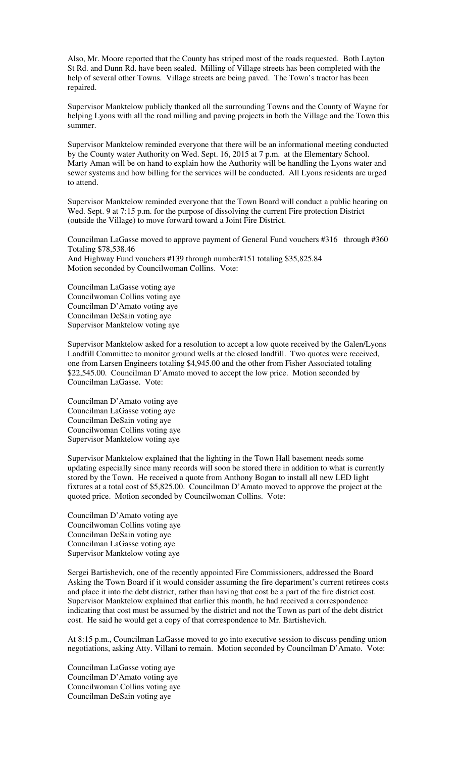Also, Mr. Moore reported that the County has striped most of the roads requested. Both Layton St Rd. and Dunn Rd. have been sealed. Milling of Village streets has been completed with the help of several other Towns. Village streets are being paved. The Town's tractor has been repaired.

Supervisor Manktelow publicly thanked all the surrounding Towns and the County of Wayne for helping Lyons with all the road milling and paving projects in both the Village and the Town this summer.

Supervisor Manktelow reminded everyone that there will be an informational meeting conducted by the County water Authority on Wed. Sept. 16, 2015 at 7 p.m. at the Elementary School. Marty Aman will be on hand to explain how the Authority will be handling the Lyons water and sewer systems and how billing for the services will be conducted. All Lyons residents are urged to attend.

Supervisor Manktelow reminded everyone that the Town Board will conduct a public hearing on Wed. Sept. 9 at 7:15 p.m. for the purpose of dissolving the current Fire protection District (outside the Village) to move forward toward a Joint Fire District.

Councilman LaGasse moved to approve payment of General Fund vouchers #316 through #360 Totaling $78,538.46
And Highway Fund vouchers #139 through number#151 totaling $35,825.84
Motion seconded by Councilwoman Collins. Vote:

Councilman LaGasse voting aye
Councilwoman Collins voting aye
Councilman D'Amato voting aye
Councilman DeSain voting aye
Supervisor Manktelow voting aye

Supervisor Manktelow asked for a resolution to accept a low quote received by the Galen/Lyons Landfill Committee to monitor ground wells at the closed landfill. Two quotes were received, one from Larsen Engineers totaling $4,945.00 and the other from Fisher Associated totaling $22,545.00. Councilman D'Amato moved to accept the low price. Motion seconded by Councilman LaGasse. Vote:

Councilman D'Amato voting aye
Councilman LaGasse voting aye
Councilman DeSain voting aye
Councilwoman Collins voting aye
Supervisor Manktelow voting aye

Supervisor Manktelow explained that the lighting in the Town Hall basement needs some updating especially since many records will soon be stored there in addition to what is currently stored by the Town. He received a quote from Anthony Bogan to install all new LED light fixtures at a total cost of $5,825.00. Councilman D'Amato moved to approve the project at the quoted price. Motion seconded by Councilwoman Collins. Vote:

Councilman D'Amato voting aye
Councilwoman Collins voting aye
Councilman DeSain voting aye
Councilman LaGasse voting aye
Supervisor Manktelow voting aye

Sergei Bartishevich, one of the recently appointed Fire Commissioners, addressed the Board Asking the Town Board if it would consider assuming the fire department's current retirees costs and place it into the debt district, rather than having that cost be a part of the fire district cost. Supervisor Manktelow explained that earlier this month, he had received a correspondence indicating that cost must be assumed by the district and not the Town as part of the debt district cost. He said he would get a copy of that correspondence to Mr. Bartishevich.

At 8:15 p.m., Councilman LaGasse moved to go into executive session to discuss pending union negotiations, asking Atty. Villani to remain. Motion seconded by Councilman D'Amato. Vote:

Councilman LaGasse voting aye
Councilman D'Amato voting aye
Councilwoman Collins voting aye
Councilman DeSain voting aye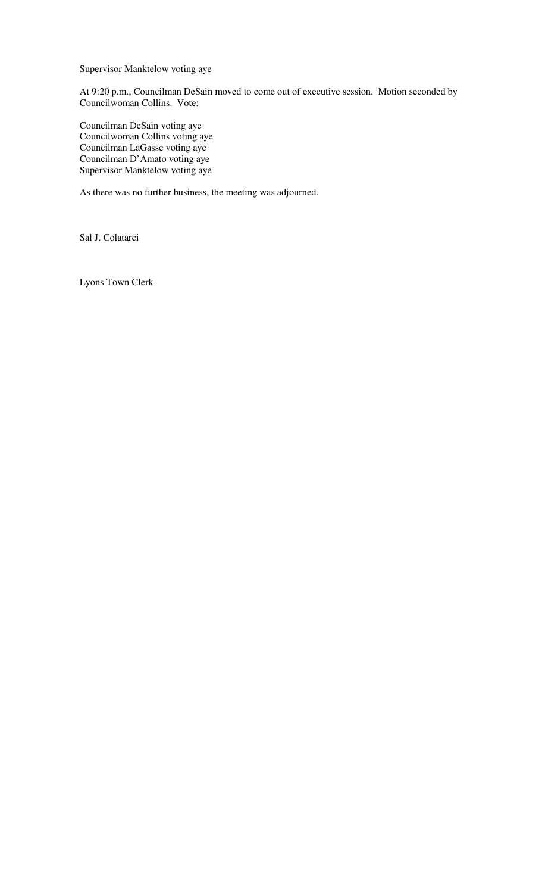Supervisor Manktelow voting aye

At 9:20 p.m., Councilman DeSain moved to come out of executive session. Motion seconded by Councilwoman Collins. Vote:

Councilman DeSain voting aye
Councilwoman Collins voting aye
Councilman LaGasse voting aye
Councilman D'Amato voting aye
Supervisor Manktelow voting aye

As there was no further business, the meeting was adjourned.

Sal J. Colatarci

Lyons Town Clerk